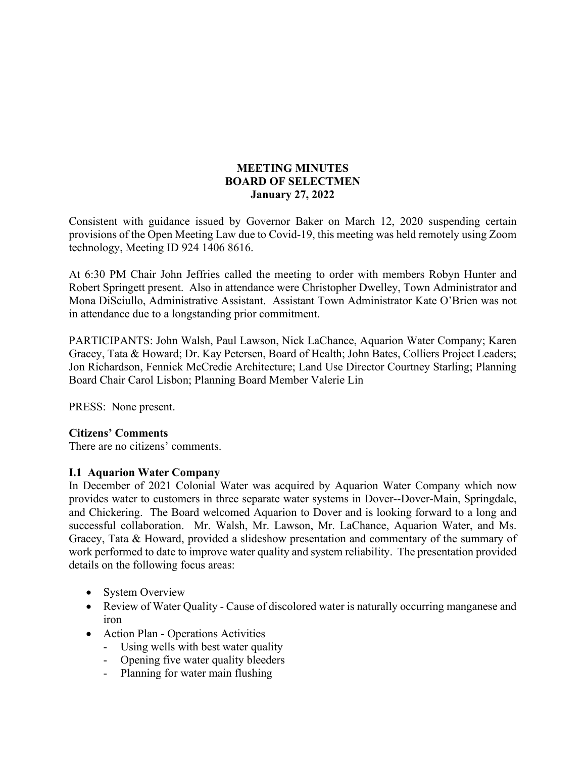**MEETING MINUTES**
**BOARD OF SELECTMEN**
**January 27, 2022**

Consistent with guidance issued by Governor Baker on March 12, 2020 suspending certain provisions of the Open Meeting Law due to Covid-19, this meeting was held remotely using Zoom technology, Meeting ID 924 1406 8616.

At 6:30 PM Chair John Jeffries called the meeting to order with members Robyn Hunter and Robert Springett present. Also in attendance were Christopher Dwelley, Town Administrator and Mona DiSciullo, Administrative Assistant. Assistant Town Administrator Kate O'Brien was not in attendance due to a longstanding prior commitment.

PARTICIPANTS: John Walsh, Paul Lawson, Nick LaChance, Aquarion Water Company; Karen Gracey, Tata & Howard; Dr. Kay Petersen, Board of Health; John Bates, Colliers Project Leaders; Jon Richardson, Fennick McCredie Architecture; Land Use Director Courtney Starling; Planning Board Chair Carol Lisbon; Planning Board Member Valerie Lin

PRESS: None present.

**Citizens' Comments**
There are no citizens' comments.

**I.1 Aquarion Water Company**
In December of 2021 Colonial Water was acquired by Aquarion Water Company which now provides water to customers in three separate water systems in Dover--Dover-Main, Springdale, and Chickering. The Board welcomed Aquarion to Dover and is looking forward to a long and successful collaboration. Mr. Walsh, Mr. Lawson, Mr. LaChance, Aquarion Water, and Ms. Gracey, Tata & Howard, provided a slideshow presentation and commentary of the summary of work performed to date to improve water quality and system reliability. The presentation provided details on the following focus areas:

- System Overview
- Review of Water Quality - Cause of discolored water is naturally occurring manganese and iron
- Action Plan - Operations Activities
  - Using wells with best water quality
  - Opening five water quality bleeders
  - Planning for water main flushing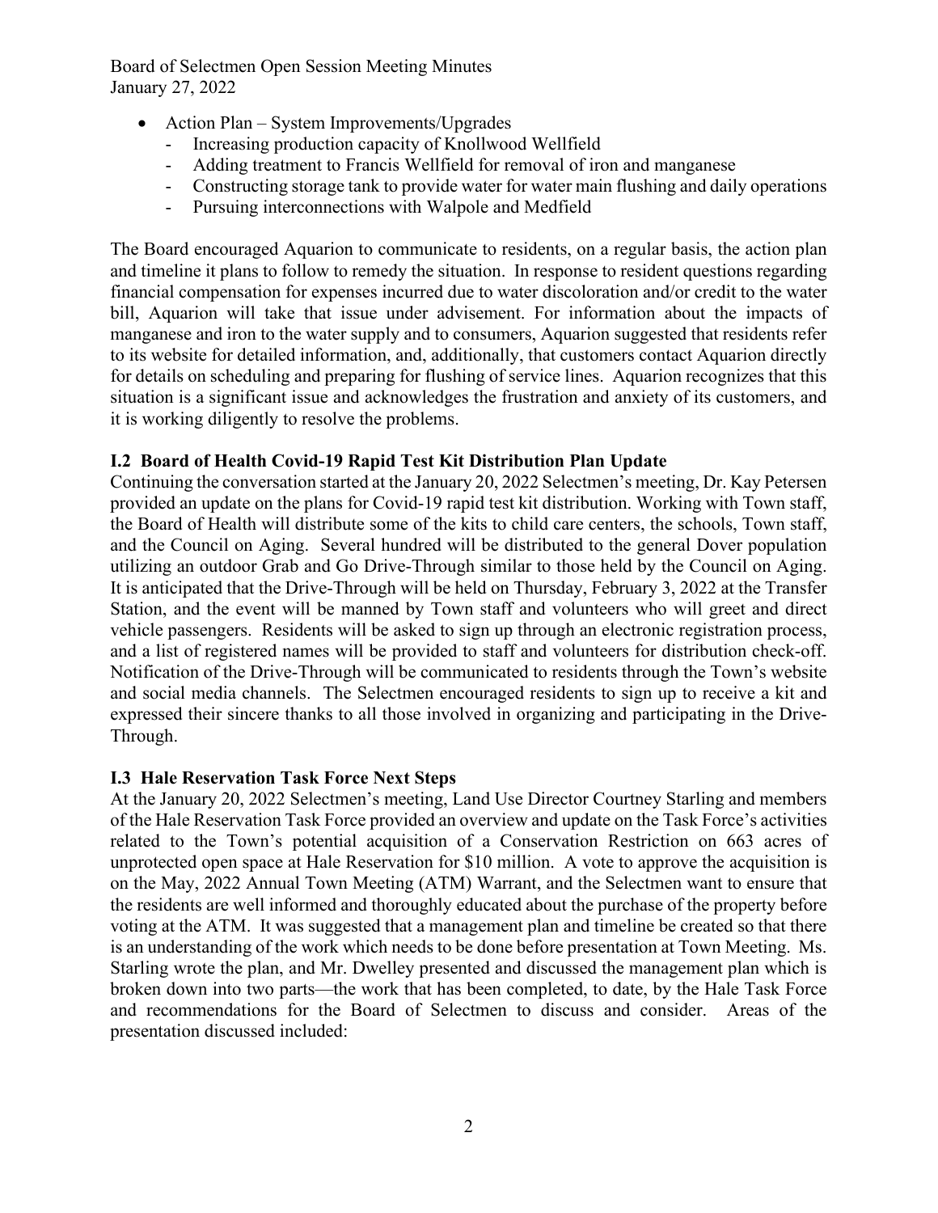- Action Plan – System Improvements/Upgrades
  - Increasing production capacity of Knollwood Wellfield
  - Adding treatment to Francis Wellfield for removal of iron and manganese
  - Constructing storage tank to provide water for water main flushing and daily operations
  - Pursuing interconnections with Walpole and Medfield

The Board encouraged Aquarion to communicate to residents, on a regular basis, the action plan and timeline it plans to follow to remedy the situation. In response to resident questions regarding financial compensation for expenses incurred due to water discoloration and/or credit to the water bill, Aquarion will take that issue under advisement. For information about the impacts of manganese and iron to the water supply and to consumers, Aquarion suggested that residents refer to its website for detailed information, and, additionally, that customers contact Aquarion directly for details on scheduling and preparing for flushing of service lines. Aquarion recognizes that this situation is a significant issue and acknowledges the frustration and anxiety of its customers, and it is working diligently to resolve the problems.

### I.2 Board of Health Covid-19 Rapid Test Kit Distribution Plan Update

Continuing the conversation started at the January 20, 2022 Selectmen's meeting, Dr. Kay Petersen provided an update on the plans for Covid-19 rapid test kit distribution. Working with Town staff, the Board of Health will distribute some of the kits to child care centers, the schools, Town staff, and the Council on Aging. Several hundred will be distributed to the general Dover population utilizing an outdoor Grab and Go Drive-Through similar to those held by the Council on Aging. It is anticipated that the Drive-Through will be held on Thursday, February 3, 2022 at the Transfer Station, and the event will be manned by Town staff and volunteers who will greet and direct vehicle passengers. Residents will be asked to sign up through an electronic registration process, and a list of registered names will be provided to staff and volunteers for distribution check-off. Notification of the Drive-Through will be communicated to residents through the Town's website and social media channels. The Selectmen encouraged residents to sign up to receive a kit and expressed their sincere thanks to all those involved in organizing and participating in the Drive-Through.

### I.3 Hale Reservation Task Force Next Steps

At the January 20, 2022 Selectmen's meeting, Land Use Director Courtney Starling and members of the Hale Reservation Task Force provided an overview and update on the Task Force's activities related to the Town's potential acquisition of a Conservation Restriction on 663 acres of unprotected open space at Hale Reservation for $10 million. A vote to approve the acquisition is on the May, 2022 Annual Town Meeting (ATM) Warrant, and the Selectmen want to ensure that the residents are well informed and thoroughly educated about the purchase of the property before voting at the ATM. It was suggested that a management plan and timeline be created so that there is an understanding of the work which needs to be done before presentation at Town Meeting. Ms. Starling wrote the plan, and Mr. Dwelley presented and discussed the management plan which is broken down into two parts—the work that has been completed, to date, by the Hale Task Force and recommendations for the Board of Selectmen to discuss and consider. Areas of the presentation discussed included: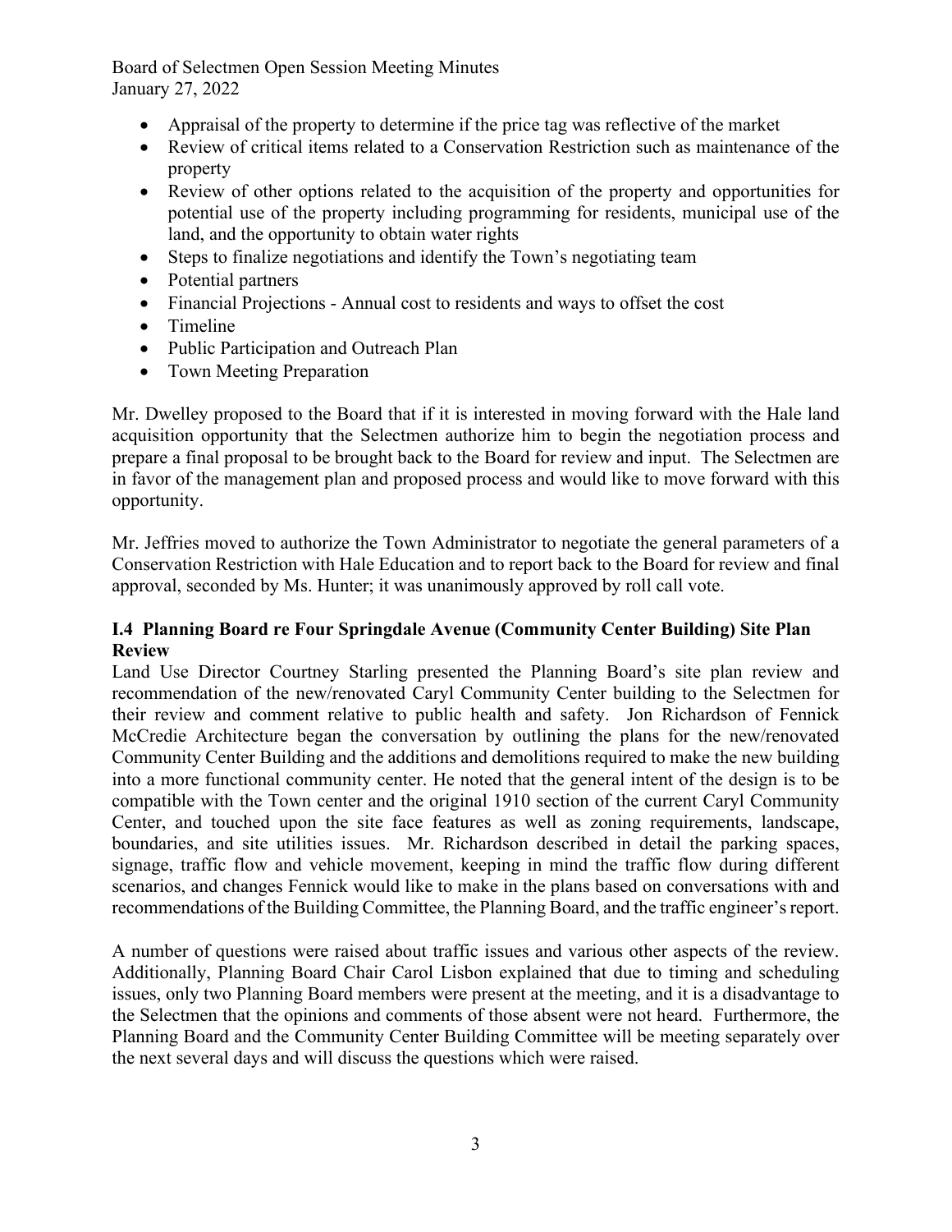- Appraisal of the property to determine if the price tag was reflective of the market
- Review of critical items related to a Conservation Restriction such as maintenance of the property
- Review of other options related to the acquisition of the property and opportunities for potential use of the property including programming for residents, municipal use of the land, and the opportunity to obtain water rights
- Steps to finalize negotiations and identify the Town's negotiating team
- Potential partners
- Financial Projections - Annual cost to residents and ways to offset the cost
- Timeline
- Public Participation and Outreach Plan
- Town Meeting Preparation

Mr. Dwelley proposed to the Board that if it is interested in moving forward with the Hale land acquisition opportunity that the Selectmen authorize him to begin the negotiation process and prepare a final proposal to be brought back to the Board for review and input. The Selectmen are in favor of the management plan and proposed process and would like to move forward with this opportunity.

Mr. Jeffries moved to authorize the Town Administrator to negotiate the general parameters of a Conservation Restriction with Hale Education and to report back to the Board for review and final approval, seconded by Ms. Hunter; it was unanimously approved by roll call vote.

### I.4 Planning Board re Four Springdale Avenue (Community Center Building) Site Plan Review

Land Use Director Courtney Starling presented the Planning Board's site plan review and recommendation of the new/renovated Caryl Community Center building to the Selectmen for their review and comment relative to public health and safety. Jon Richardson of Fennick McCredie Architecture began the conversation by outlining the plans for the new/renovated Community Center Building and the additions and demolitions required to make the new building into a more functional community center. He noted that the general intent of the design is to be compatible with the Town center and the original 1910 section of the current Caryl Community Center, and touched upon the site face features as well as zoning requirements, landscape, boundaries, and site utilities issues. Mr. Richardson described in detail the parking spaces, signage, traffic flow and vehicle movement, keeping in mind the traffic flow during different scenarios, and changes Fennick would like to make in the plans based on conversations with and recommendations of the Building Committee, the Planning Board, and the traffic engineer's report.

A number of questions were raised about traffic issues and various other aspects of the review. Additionally, Planning Board Chair Carol Lisbon explained that due to timing and scheduling issues, only two Planning Board members were present at the meeting, and it is a disadvantage to the Selectmen that the opinions and comments of those absent were not heard. Furthermore, the Planning Board and the Community Center Building Committee will be meeting separately over the next several days and will discuss the questions which were raised.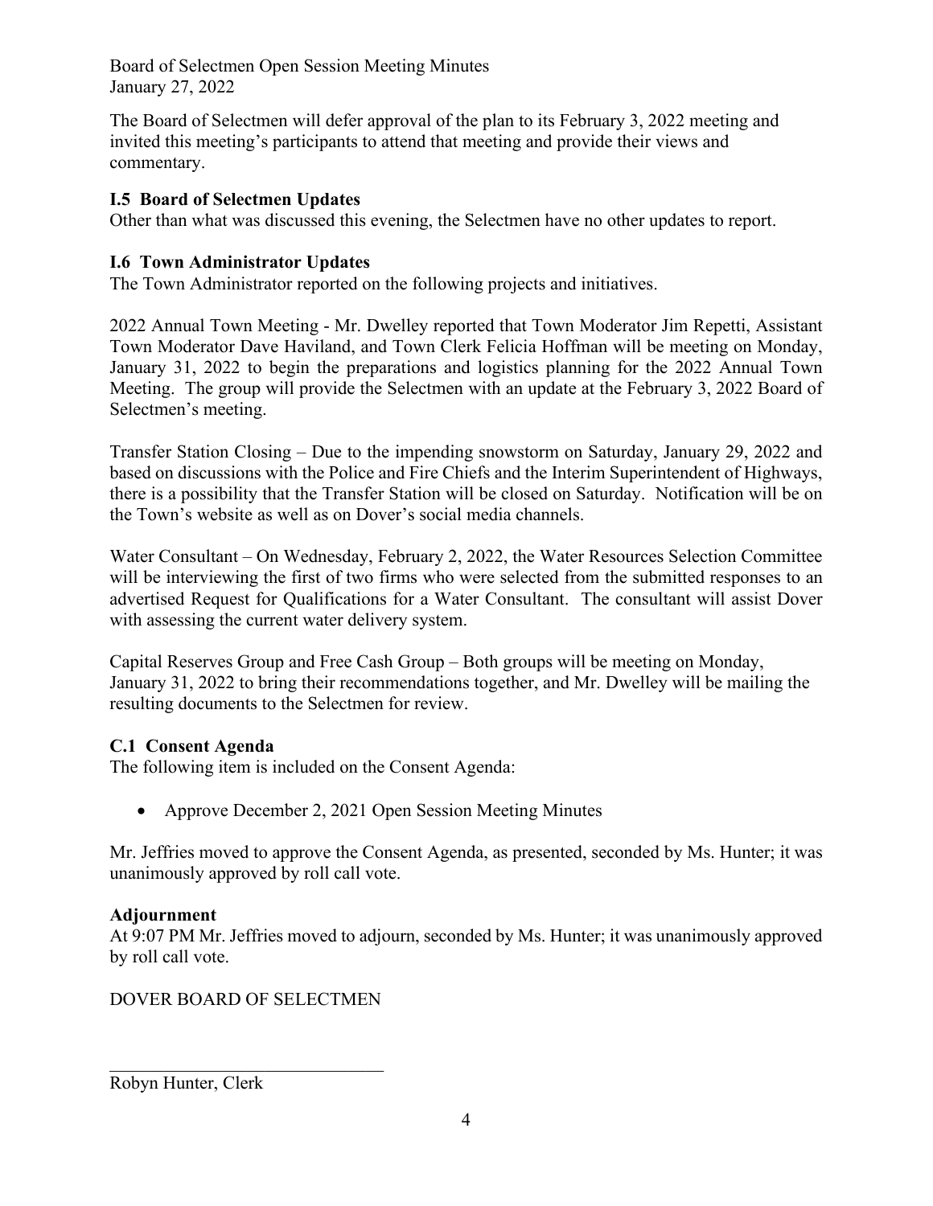The Board of Selectmen will defer approval of the plan to its February 3, 2022 meeting and invited this meeting's participants to attend that meeting and provide their views and commentary.

**I.5 Board of Selectmen Updates**

Other than what was discussed this evening, the Selectmen have no other updates to report.

**I.6 Town Administrator Updates**

The Town Administrator reported on the following projects and initiatives.

2022 Annual Town Meeting - Mr. Dwelley reported that Town Moderator Jim Repetti, Assistant Town Moderator Dave Haviland, and Town Clerk Felicia Hoffman will be meeting on Monday, January 31, 2022 to begin the preparations and logistics planning for the 2022 Annual Town Meeting. The group will provide the Selectmen with an update at the February 3, 2022 Board of Selectmen's meeting.

Transfer Station Closing – Due to the impending snowstorm on Saturday, January 29, 2022 and based on discussions with the Police and Fire Chiefs and the Interim Superintendent of Highways, there is a possibility that the Transfer Station will be closed on Saturday. Notification will be on the Town's website as well as on Dover's social media channels.

Water Consultant – On Wednesday, February 2, 2022, the Water Resources Selection Committee will be interviewing the first of two firms who were selected from the submitted responses to an advertised Request for Qualifications for a Water Consultant. The consultant will assist Dover with assessing the current water delivery system.

Capital Reserves Group and Free Cash Group – Both groups will be meeting on Monday, January 31, 2022 to bring their recommendations together, and Mr. Dwelley will be mailing the resulting documents to the Selectmen for review.

**C.1 Consent Agenda**

The following item is included on the Consent Agenda:

- Approve December 2, 2021 Open Session Meeting Minutes

Mr. Jeffries moved to approve the Consent Agenda, as presented, seconded by Ms. Hunter; it was unanimously approved by roll call vote.

**Adjournment**

At 9:07 PM Mr. Jeffries moved to adjourn, seconded by Ms. Hunter; it was unanimously approved by roll call vote.

DOVER BOARD OF SELECTMEN

\_\_\_\_\_\_\_\_\_\_\_\_\_\_\_\_\_\_\_\_\_\_\_\_\_\_\_\_\_\_

Robyn Hunter, Clerk